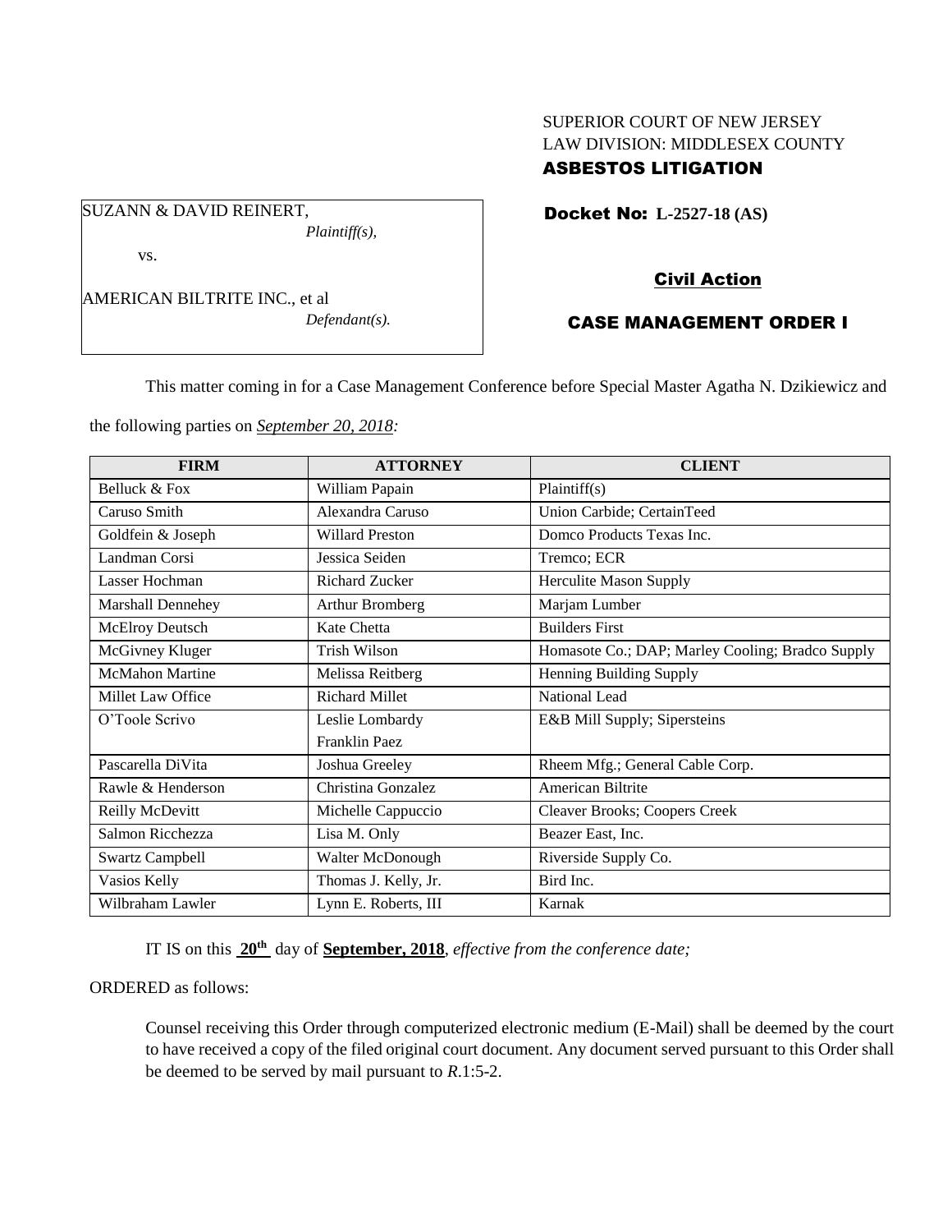SUPERIOR COURT OF NEW JERSEY
LAW DIVISION: MIDDLESEX COUNTY
**ASBESTOS LITIGATION**

SUZANN & DAVID REINERT,
*Plaintiff(s),*

vs.

AMERICAN BILTRITE INC., et al
*Defendant(s).*

**Docket No: L-2527-18 (AS)**

**Civil Action**

**CASE MANAGEMENT ORDER I**

This matter coming in for a Case Management Conference before Special Master Agatha N. Dzikiewicz and the following parties on *September 20, 2018:*

| FIRM | ATTORNEY | CLIENT |
| --- | --- | --- |
| Belluck & Fox | William Papain | Plaintiff(s) |
| Caruso Smith | Alexandra Caruso | Union Carbide; CertainTeed |
| Goldfein & Joseph | Willard Preston | Domco Products Texas Inc. |
| Landman Corsi | Jessica Seiden | Tremco; ECR |
| Lasser Hochman | Richard Zucker | Herculite Mason Supply |
| Marshall Dennehey | Arthur Bromberg | Marjam Lumber |
| McElroy Deutsch | Kate Chetta | Builders First |
| McGivney Kluger | Trish Wilson | Homasote Co.; DAP; Marley Cooling; Bradco Supply |
| McMahon Martine | Melissa Reitberg | Henning Building Supply |
| Millet Law Office | Richard Millet | National Lead |
| O'Toole Scrivo | Leslie Lombardy<br>Franklin Paez | E&B Mill Supply; Sipersteins |
| Pascarella DiVita | Joshua Greeley | Rheem Mfg.; General Cable Corp. |
| Rawle & Henderson | Christina Gonzalez | American Biltrite |
| Reilly McDevitt | Michelle Cappuccio | Cleaver Brooks; Coopers Creek |
| Salmon Ricchezza | Lisa M. Only | Beazer East, Inc. |
| Swartz Campbell | Walter McDonough | Riverside Supply Co. |
| Vasios Kelly | Thomas J. Kelly, Jr. | Bird Inc. |
| Wilbraham Lawler | Lynn E. Roberts, III | Karnak |

IT IS on this **20th** day of **September, 2018**, *effective from the conference date;*

ORDERED as follows:

Counsel receiving this Order through computerized electronic medium (E-Mail) shall be deemed by the court to have received a copy of the filed original court document. Any document served pursuant to this Order shall be deemed to be served by mail pursuant to *R*.1:5-2.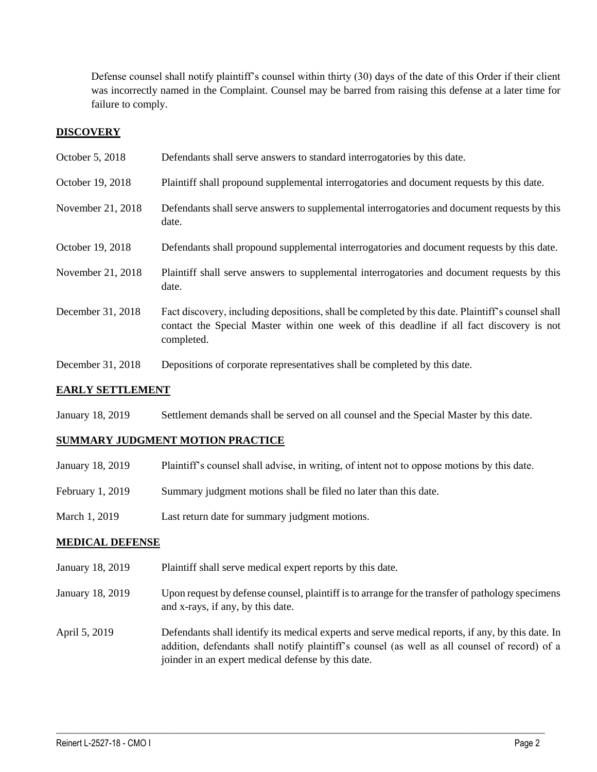Defense counsel shall notify plaintiff's counsel within thirty (30) days of the date of this Order if their client was incorrectly named in the Complaint. Counsel may be barred from raising this defense at a later time for failure to comply.

## DISCOVERY

| | |
|---|---|
| October 5, 2018 | Defendants shall serve answers to standard interrogatories by this date. |
| October 19, 2018 | Plaintiff shall propound supplemental interrogatories and document requests by this date. |
| November 21, 2018 | Defendants shall serve answers to supplemental interrogatories and document requests by this date. |
| October 19, 2018 | Defendants shall propound supplemental interrogatories and document requests by this date. |
| November 21, 2018 | Plaintiff shall serve answers to supplemental interrogatories and document requests by this date. |
| December 31, 2018 | Fact discovery, including depositions, shall be completed by this date. Plaintiff's counsel shall contact the Special Master within one week of this deadline if all fact discovery is not completed. |
| December 31, 2018 | Depositions of corporate representatives shall be completed by this date. |

## EARLY SETTLEMENT

| | |
|---|---|
| January 18, 2019 | Settlement demands shall be served on all counsel and the Special Master by this date. |

## SUMMARY JUDGMENT MOTION PRACTICE

| | |
|---|---|
| January 18, 2019 | Plaintiff's counsel shall advise, in writing, of intent not to oppose motions by this date. |
| February 1, 2019 | Summary judgment motions shall be filed no later than this date. |
| March 1, 2019 | Last return date for summary judgment motions. |

## MEDICAL DEFENSE

| | |
|---|---|
| January 18, 2019 | Plaintiff shall serve medical expert reports by this date. |
| January 18, 2019 | Upon request by defense counsel, plaintiff is to arrange for the transfer of pathology specimens and x-rays, if any, by this date. |
| April 5, 2019 | Defendants shall identify its medical experts and serve medical reports, if any, by this date. In addition, defendants shall notify plaintiff's counsel (as well as all counsel of record) of a joinder in an expert medical defense by this date. |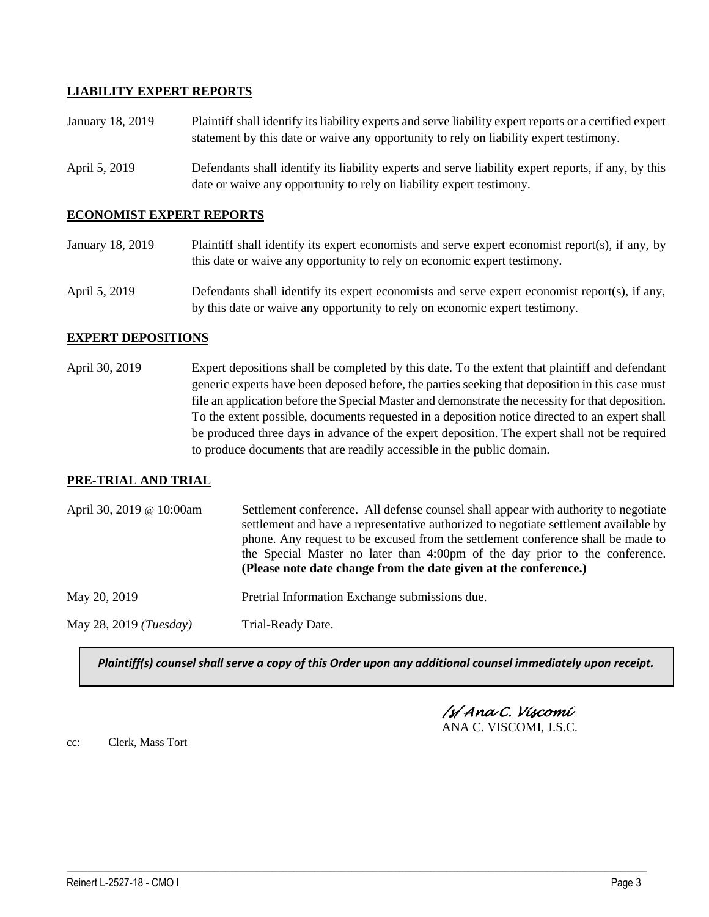## LIABILITY EXPERT REPORTS

| | |
|---|---|
| January 18, 2019 | Plaintiff shall identify its liability experts and serve liability expert reports or a certified expert statement by this date or waive any opportunity to rely on liability expert testimony. |
| April 5, 2019 | Defendants shall identify its liability experts and serve liability expert reports, if any, by this date or waive any opportunity to rely on liability expert testimony. |

## ECONOMIST EXPERT REPORTS

| | |
|---|---|
| January 18, 2019 | Plaintiff shall identify its expert economists and serve expert economist report(s), if any, by this date or waive any opportunity to rely on economic expert testimony. |
| April 5, 2019 | Defendants shall identify its expert economists and serve expert economist report(s), if any, by this date or waive any opportunity to rely on economic expert testimony. |

## EXPERT DEPOSITIONS

| | |
|---|---|
| April 30, 2019 | Expert depositions shall be completed by this date. To the extent that plaintiff and defendant generic experts have been deposed before, the parties seeking that deposition in this case must file an application before the Special Master and demonstrate the necessity for that deposition. To the extent possible, documents requested in a deposition notice directed to an expert shall be produced three days in advance of the expert deposition. The expert shall not be required to produce documents that are readily accessible in the public domain. |

## PRE-TRIAL AND TRIAL

| | |
|---|---|
| April 30, 2019 @ 10:00am | Settlement conference. All defense counsel shall appear with authority to negotiate settlement and have a representative authorized to negotiate settlement available by phone. Any request to be excused from the settlement conference shall be made to the Special Master no later than 4:00pm of the day prior to the conference. **(Please note date change from the date given at the conference.)** |
| May 20, 2019 | Pretrial Information Exchange submissions due. |
| May 28, 2019 *(Tuesday)* | Trial-Ready Date. |

***Plaintiff(s) counsel shall serve a copy of this Order upon any additional counsel immediately upon receipt.***

*/s/ Ana C. Viscomi*
ANA C. VISCOMI, J.S.C.

cc: Clerk, Mass Tort